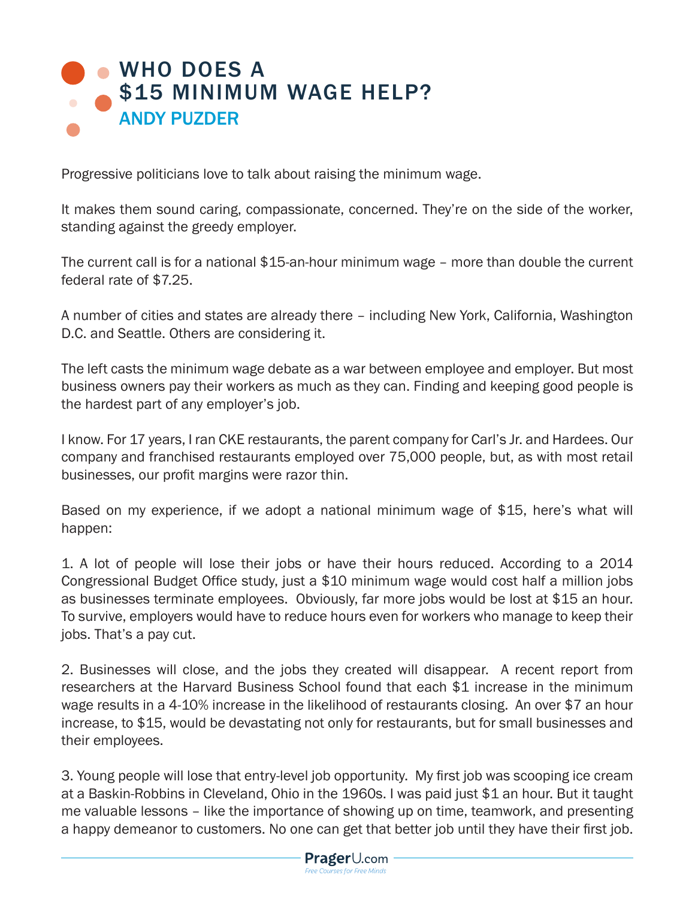# WHO DOES A $15 MINIMUM WAGE HELP?

## ANDY PUZDER

Progressive politicians love to talk about raising the minimum wage.

It makes them sound caring, compassionate, concerned. They're on the side of the worker, standing against the greedy employer.

The current call is for a national $15-an-hour minimum wage – more than double the current federal rate of $7.25.

A number of cities and states are already there – including New York, California, Washington D.C. and Seattle. Others are considering it.

The left casts the minimum wage debate as a war between employee and employer. But most business owners pay their workers as much as they can. Finding and keeping good people is the hardest part of any employer's job.

I know. For 17 years, I ran CKE restaurants, the parent company for Carl's Jr. and Hardees. Our company and franchised restaurants employed over 75,000 people, but, as with most retail businesses, our profit margins were razor thin.

Based on my experience, if we adopt a national minimum wage of $15, here's what will happen:

1. A lot of people will lose their jobs or have their hours reduced. According to a 2014 Congressional Budget Office study, just a $10 minimum wage would cost half a million jobs as businesses terminate employees. Obviously, far more jobs would be lost at $15 an hour. To survive, employers would have to reduce hours even for workers who manage to keep their jobs. That's a pay cut.

2. Businesses will close, and the jobs they created will disappear. A recent report from researchers at the Harvard Business School found that each $1 increase in the minimum wage results in a 4-10% increase in the likelihood of restaurants closing. An over $7 an hour increase, to $15, would be devastating not only for restaurants, but for small businesses and their employees.

3. Young people will lose that entry-level job opportunity. My first job was scooping ice cream at a Baskin-Robbins in Cleveland, Ohio in the 1960s. I was paid just $1 an hour. But it taught me valuable lessons – like the importance of showing up on time, teamwork, and presenting a happy demeanor to customers. No one can get that better job until they have their first job.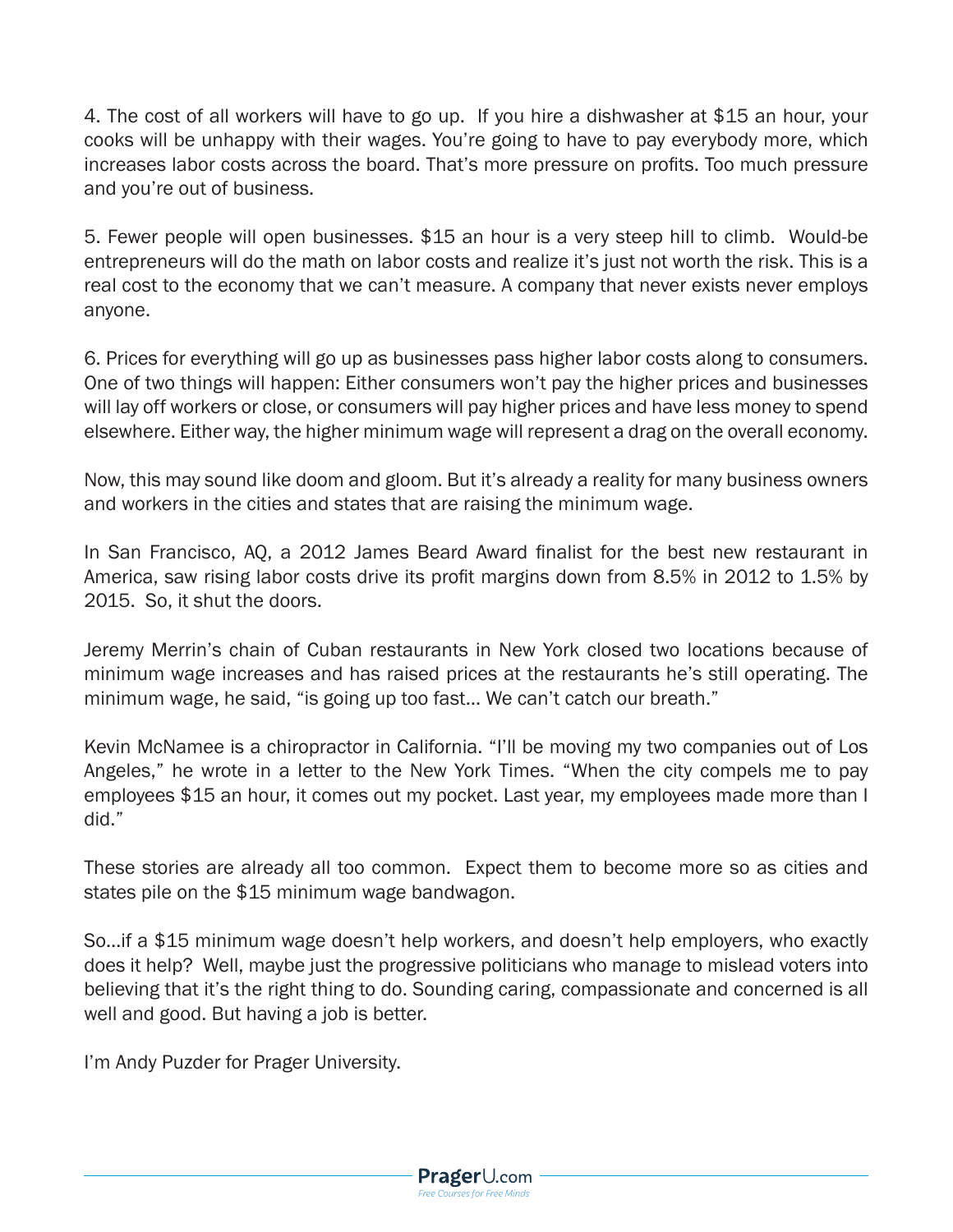4. The cost of all workers will have to go up. If you hire a dishwasher at $15 an hour, your cooks will be unhappy with their wages. You're going to have to pay everybody more, which increases labor costs across the board. That's more pressure on profits. Too much pressure and you're out of business.

5. Fewer people will open businesses. $15 an hour is a very steep hill to climb. Would-be entrepreneurs will do the math on labor costs and realize it's just not worth the risk. This is a real cost to the economy that we can't measure. A company that never exists never employs anyone.

6. Prices for everything will go up as businesses pass higher labor costs along to consumers. One of two things will happen: Either consumers won't pay the higher prices and businesses will lay off workers or close, or consumers will pay higher prices and have less money to spend elsewhere. Either way, the higher minimum wage will represent a drag on the overall economy.

Now, this may sound like doom and gloom. But it's already a reality for many business owners and workers in the cities and states that are raising the minimum wage.

In San Francisco, AQ, a 2012 James Beard Award finalist for the best new restaurant in America, saw rising labor costs drive its profit margins down from 8.5% in 2012 to 1.5% by 2015. So, it shut the doors.

Jeremy Merrin's chain of Cuban restaurants in New York closed two locations because of minimum wage increases and has raised prices at the restaurants he's still operating. The minimum wage, he said, "is going up too fast… We can't catch our breath."

Kevin McNamee is a chiropractor in California. "I'll be moving my two companies out of Los Angeles," he wrote in a letter to the New York Times. "When the city compels me to pay employees $15 an hour, it comes out my pocket. Last year, my employees made more than I did."

These stories are already all too common. Expect them to become more so as cities and states pile on the $15 minimum wage bandwagon.

So…if a $15 minimum wage doesn't help workers, and doesn't help employers, who exactly does it help? Well, maybe just the progressive politicians who manage to mislead voters into believing that it's the right thing to do. Sounding caring, compassionate and concerned is all well and good. But having a job is better.

I'm Andy Puzder for Prager University.